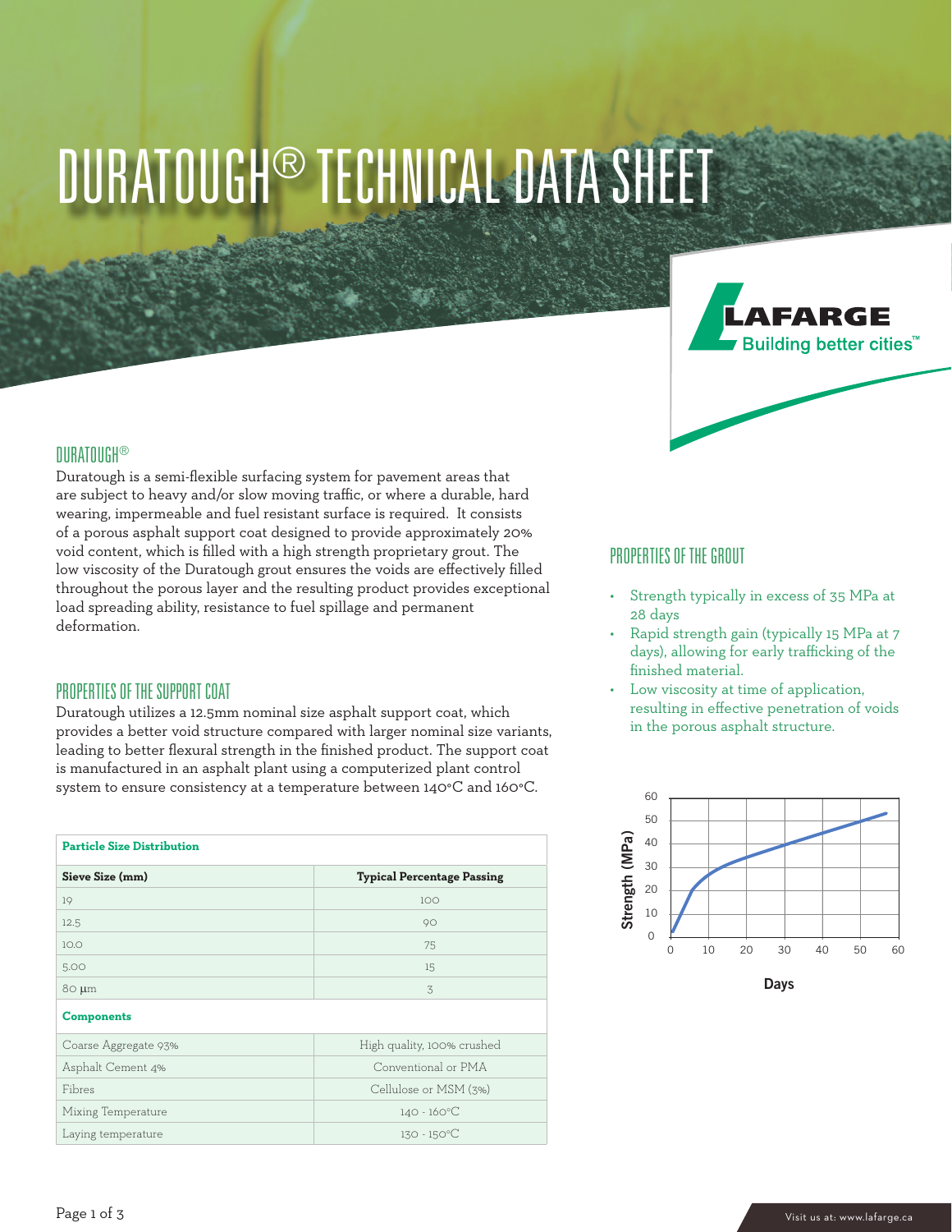# DURATOUGH® TECHNICAL DATA SHEET

LAFARGE
Building better cities™

## DURATOUGH®

Duratough is a semi-flexible surfacing system for pavement areas that are subject to heavy and/or slow moving traffic, or where a durable, hard wearing, impermeable and fuel resistant surface is required. It consists of a porous asphalt support coat designed to provide approximately 20% void content, which is filled with a high strength proprietary grout. The low viscosity of the Duratough grout ensures the voids are effectively filled throughout the porous layer and the resulting product provides exceptional load spreading ability, resistance to fuel spillage and permanent deformation.

## PROPERTIES OF THE SUPPORT COAT

Duratough utilizes a 12.5mm nominal size asphalt support coat, which provides a better void structure compared with larger nominal size variants, leading to better flexural strength in the finished product. The support coat is manufactured in an asphalt plant using a computerized plant control system to ensure consistency at a temperature between 140°C and 160°C.

| **Particle Size Distribution** | |
|---|---|
| **Sieve Size (mm)** | **Typical Percentage Passing** |
| 19 | 100 |
| 12.5 | 90 |
| 10.0 | 75 |
| 5.00 | 15 |
| 80 µm | 3 |
| **Components** | |
| Coarse Aggregate 93% | High quality, 100% crushed |
| Asphalt Cement 4% | Conventional or PMA |
| Fibres | Cellulose or MSM (3%) |
| Mixing Temperature | 140 - 160°C |
| Laying temperature | 130 - 150°C |

## PROPERTIES OF THE GROUT

- Strength typically in excess of 35 MPa at 28 days
- Rapid strength gain (typically 15 MPa at 7 days), allowing for early trafficking of the finished material.
- Low viscosity at time of application, resulting in effective penetration of voids in the porous asphalt structure.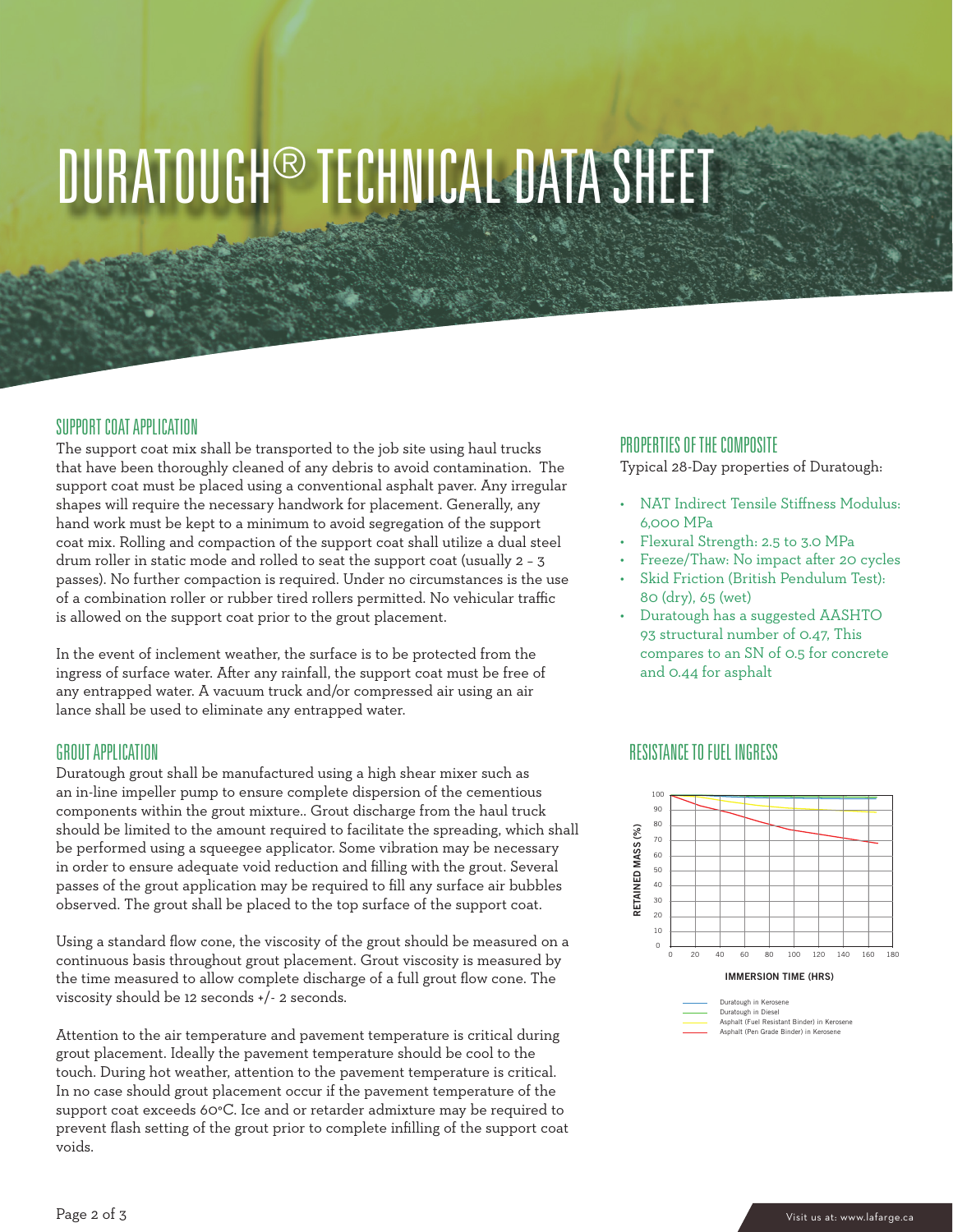# DURATOUGH® TECHNICAL DATA SHEET

## SUPPORT COAT APPLICATION

The support coat mix shall be transported to the job site using haul trucks that have been thoroughly cleaned of any debris to avoid contamination. The support coat must be placed using a conventional asphalt paver. Any irregular shapes will require the necessary handwork for placement. Generally, any hand work must be kept to a minimum to avoid segregation of the support coat mix. Rolling and compaction of the support coat shall utilize a dual steel drum roller in static mode and rolled to seat the support coat (usually 2 - 3 passes). No further compaction is required. Under no circumstances is the use of a combination roller or rubber tired rollers permitted. No vehicular traffic is allowed on the support coat prior to the grout placement.

In the event of inclement weather, the surface is to be protected from the ingress of surface water. After any rainfall, the support coat must be free of any entrapped water. A vacuum truck and/or compressed air using an air lance shall be used to eliminate any entrapped water.

## GROUT APPLICATION

Duratough grout shall be manufactured using a high shear mixer such as an in-line impeller pump to ensure complete dispersion of the cementious components within the grout mixture.. Grout discharge from the haul truck should be limited to the amount required to facilitate the spreading, which shall be performed using a squeegee applicator. Some vibration may be necessary in order to ensure adequate void reduction and filling with the grout. Several passes of the grout application may be required to fill any surface air bubbles observed. The grout shall be placed to the top surface of the support coat.

Using a standard flow cone, the viscosity of the grout should be measured on a continuous basis throughout grout placement. Grout viscosity is measured by the time measured to allow complete discharge of a full grout flow cone. The viscosity should be 12 seconds +/- 2 seconds.

Attention to the air temperature and pavement temperature is critical during grout placement. Ideally the pavement temperature should be cool to the touch. During hot weather, attention to the pavement temperature is critical. In no case should grout placement occur if the pavement temperature of the support coat exceeds 60°C. Ice and or retarder admixture may be required to prevent flash setting of the grout prior to complete infilling of the support coat voids.

## PROPERTIES OF THE COMPOSITE

Typical 28-Day properties of Duratough:

- NAT Indirect Tensile Stiffness Modulus: 6,000 MPa
- Flexural Strength: 2.5 to 3.0 MPa
- Freeze/Thaw: No impact after 20 cycles
- Skid Friction (British Pendulum Test): 80 (dry), 65 (wet)
- Duratough has a suggested AASHTO 93 structural number of 0.47, This compares to an SN of 0.5 for concrete and 0.44 for asphalt

## RESISTANCE TO FUEL INGRESS

RETAINED MASS (%)

IMMERSION TIME (HRS)

- Duratough in Kerosene
- Duratough in Diesel
- Asphalt (Fuel Resistant Binder) in Kerosene
- Asphalt (Pen Grade Binder) in Kerosene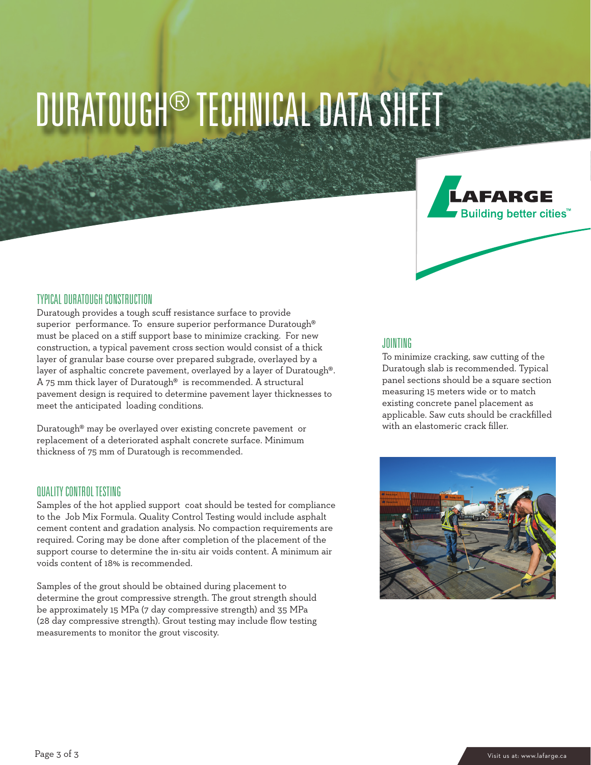# DURATOUGH® TECHNICAL DATA SHEET

LAFARGE
Building better cities™

## TYPICAL DURATOUGH CONSTRUCTION

Duratough provides a tough scuff resistance surface to provide superior performance. To ensure superior performance Duratough® must be placed on a stiff support base to minimize cracking. For new construction, a typical pavement cross section would consist of a thick layer of granular base course over prepared subgrade, overlayed by a layer of asphaltic concrete pavement, overlayed by a layer of Duratough®. A 75 mm thick layer of Duratough® is recommended. A structural pavement design is required to determine pavement layer thicknesses to meet the anticipated loading conditions.

Duratough® may be overlayed over existing concrete pavement or replacement of a deteriorated asphalt concrete surface. Minimum thickness of 75 mm of Duratough is recommended.

## QUALITY CONTROL TESTING

Samples of the hot applied support coat should be tested for compliance to the Job Mix Formula. Quality Control Testing would include asphalt cement content and gradation analysis. No compaction requirements are required. Coring may be done after completion of the placement of the support course to determine the in-situ air voids content. A minimum air voids content of 18% is recommended.

Samples of the grout should be obtained during placement to determine the grout compressive strength. The grout strength should be approximately 15 MPa (7 day compressive strength) and 35 MPa (28 day compressive strength). Grout testing may include flow testing measurements to monitor the grout viscosity.

## JOINTING

To minimize cracking, saw cutting of the Duratough slab is recommended. Typical panel sections should be a square section measuring 15 meters wide or to match existing concrete panel placement as applicable. Saw cuts should be crackfilled with an elastomeric crack filler.

Visit us at: www.lafarge.ca